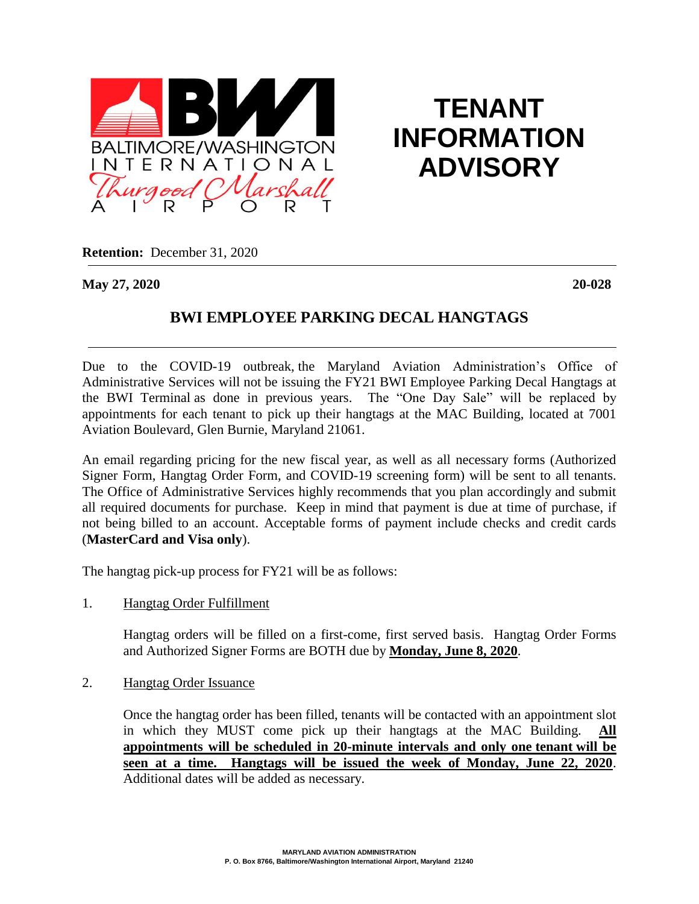# TENANT INFORMATION ADVISORY

**Retention:** December 31, 2020

**May 27, 2020** **20-028**

## BWI EMPLOYEE PARKING DECAL HANGTAGS

Due to the COVID-19 outbreak, the Maryland Aviation Administration's Office of Administrative Services will not be issuing the FY21 BWI Employee Parking Decal Hangtags at the BWI Terminal as done in previous years. The "One Day Sale" will be replaced by appointments for each tenant to pick up their hangtags at the MAC Building, located at 7001 Aviation Boulevard, Glen Burnie, Maryland 21061.

An email regarding pricing for the new fiscal year, as well as all necessary forms (Authorized Signer Form, Hangtag Order Form, and COVID-19 screening form) will be sent to all tenants. The Office of Administrative Services highly recommends that you plan accordingly and submit all required documents for purchase. Keep in mind that payment is due at time of purchase, if not being billed to an account. Acceptable forms of payment include checks and credit cards (**MasterCard and Visa only**).

The hangtag pick-up process for FY21 will be as follows:

1. Hangtag Order Fulfillment

   Hangtag orders will be filled on a first-come, first served basis. Hangtag Order Forms and Authorized Signer Forms are BOTH due by **Monday, June 8, 2020**.

2. Hangtag Order Issuance

   Once the hangtag order has been filled, tenants will be contacted with an appointment slot in which they MUST come pick up their hangtags at the MAC Building. **All appointments will be scheduled in 20-minute intervals and only one tenant will be seen at a time. Hangtags will be issued the week of Monday, June 22, 2020**. Additional dates will be added as necessary.

MARYLAND AVIATION ADMINISTRATION
P. O. Box 8766, Baltimore/Washington International Airport, Maryland 21240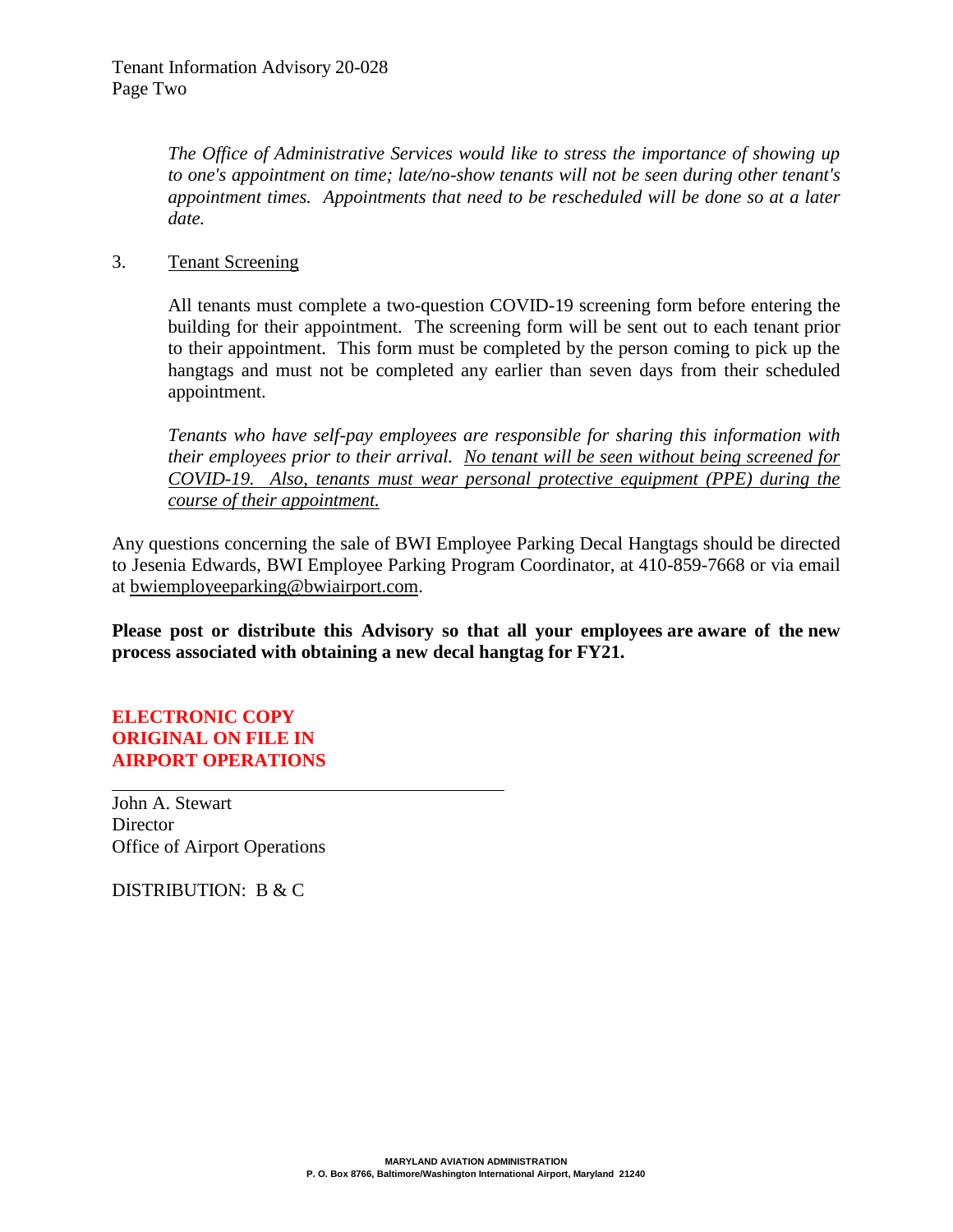*The Office of Administrative Services would like to stress the importance of showing up to one's appointment on time; late/no-show tenants will not be seen during other tenant's appointment times. Appointments that need to be rescheduled will be done so at a later date.*

3. Tenant Screening

All tenants must complete a two-question COVID-19 screening form before entering the building for their appointment. The screening form will be sent out to each tenant prior to their appointment. This form must be completed by the person coming to pick up the hangtags and must not be completed any earlier than seven days from their scheduled appointment.

*Tenants who have self-pay employees are responsible for sharing this information with their employees prior to their arrival. No tenant will be seen without being screened for COVID-19. Also, tenants must wear personal protective equipment (PPE) during the course of their appointment.*

Any questions concerning the sale of BWI Employee Parking Decal Hangtags should be directed to Jesenia Edwards, BWI Employee Parking Program Coordinator, at 410-859-7668 or via email at bwiemployeeparking@bwiairport.com.

**Please post or distribute this Advisory so that all your employees are aware of the new process associated with obtaining a new decal hangtag for FY21.**

**ELECTRONIC COPY**
**ORIGINAL ON FILE IN**
**AIRPORT OPERATIONS**

John A. Stewart
Director
Office of Airport Operations

DISTRIBUTION: B & C

MARYLAND AVIATION ADMINISTRATION
P. O. Box 8766, Baltimore/Washington International Airport, Maryland 21240